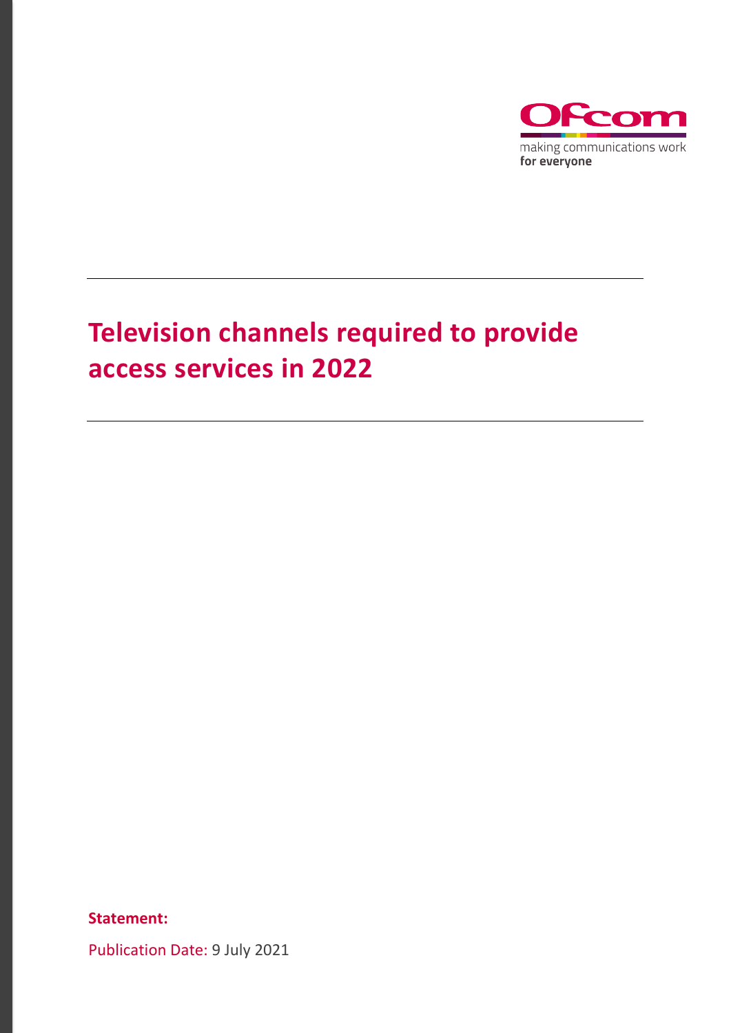Ofcom

making communications work
**for everyone**

# Television channels required to provide access services in 2022

**Statement:**

Publication Date: 9 July 2021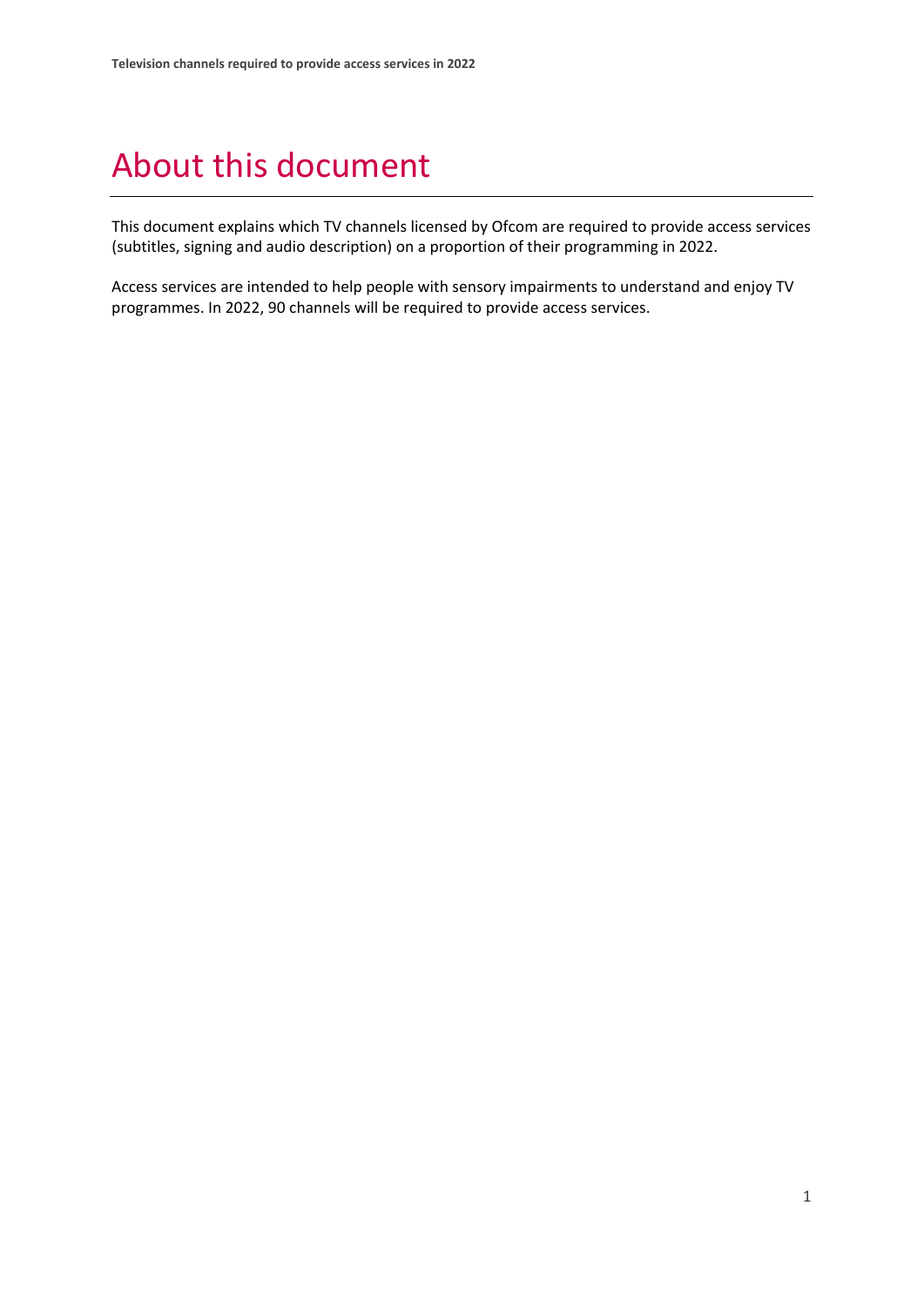# About this document

This document explains which TV channels licensed by Ofcom are required to provide access services (subtitles, signing and audio description) on a proportion of their programming in 2022.

Access services are intended to help people with sensory impairments to understand and enjoy TV programmes. In 2022, 90 channels will be required to provide access services.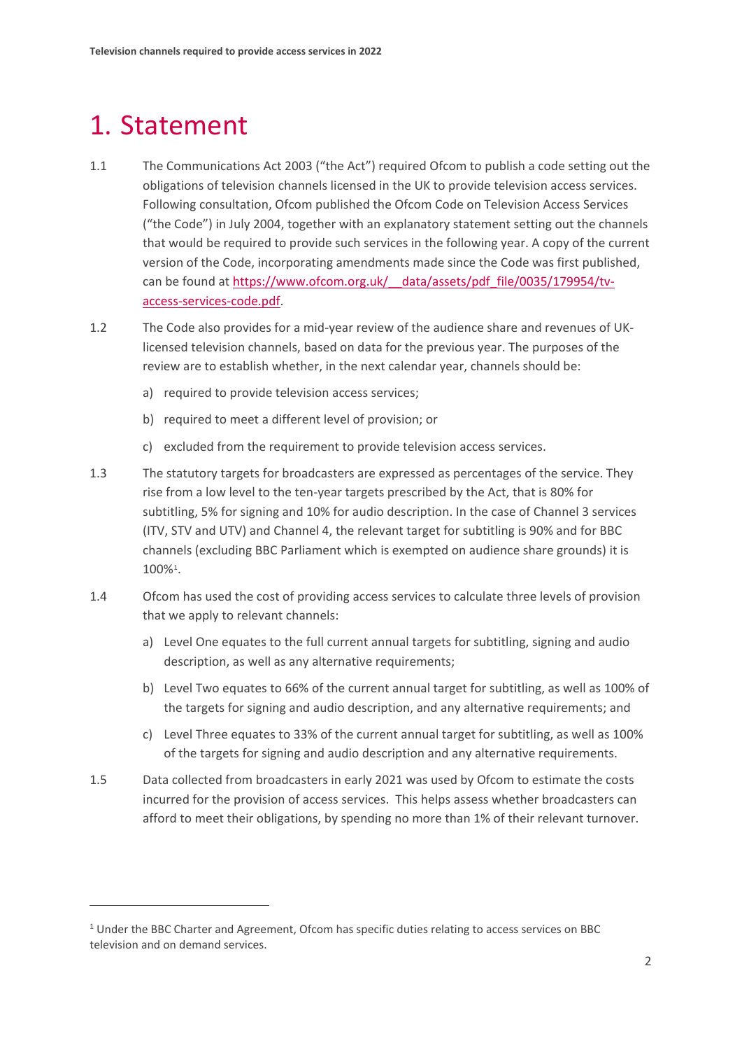# 1. Statement

1.1 The Communications Act 2003 ("the Act") required Ofcom to publish a code setting out the obligations of television channels licensed in the UK to provide television access services. Following consultation, Ofcom published the Ofcom Code on Television Access Services ("the Code") in July 2004, together with an explanatory statement setting out the channels that would be required to provide such services in the following year. A copy of the current version of the Code, incorporating amendments made since the Code was first published, can be found at [https://www.ofcom.org.uk/__data/assets/pdf_file/0035/179954/tv-access-services-code.pdf](https://www.ofcom.org.uk/__data/assets/pdf_file/0035/179954/tv-access-services-code.pdf).

1.2 The Code also provides for a mid-year review of the audience share and revenues of UK-licensed television channels, based on data for the previous year. The purposes of the review are to establish whether, in the next calendar year, channels should be:

a) required to provide television access services;

b) required to meet a different level of provision; or

c) excluded from the requirement to provide television access services.

1.3 The statutory targets for broadcasters are expressed as percentages of the service. They rise from a low level to the ten-year targets prescribed by the Act, that is 80% for subtitling, 5% for signing and 10% for audio description. In the case of Channel 3 services (ITV, STV and UTV) and Channel 4, the relevant target for subtitling is 90% and for BBC channels (excluding BBC Parliament which is exempted on audience share grounds) it is 100%[1].

1.4 Ofcom has used the cost of providing access services to calculate three levels of provision that we apply to relevant channels:

a) Level One equates to the full current annual targets for subtitling, signing and audio description, as well as any alternative requirements;

b) Level Two equates to 66% of the current annual target for subtitling, as well as 100% of the targets for signing and audio description, and any alternative requirements; and

c) Level Three equates to 33% of the current annual target for subtitling, as well as 100% of the targets for signing and audio description and any alternative requirements.

1.5 Data collected from broadcasters in early 2021 was used by Ofcom to estimate the costs incurred for the provision of access services. This helps assess whether broadcasters can afford to meet their obligations, by spending no more than 1% of their relevant turnover.

[1] Under the BBC Charter and Agreement, Ofcom has specific duties relating to access services on BBC television and on demand services.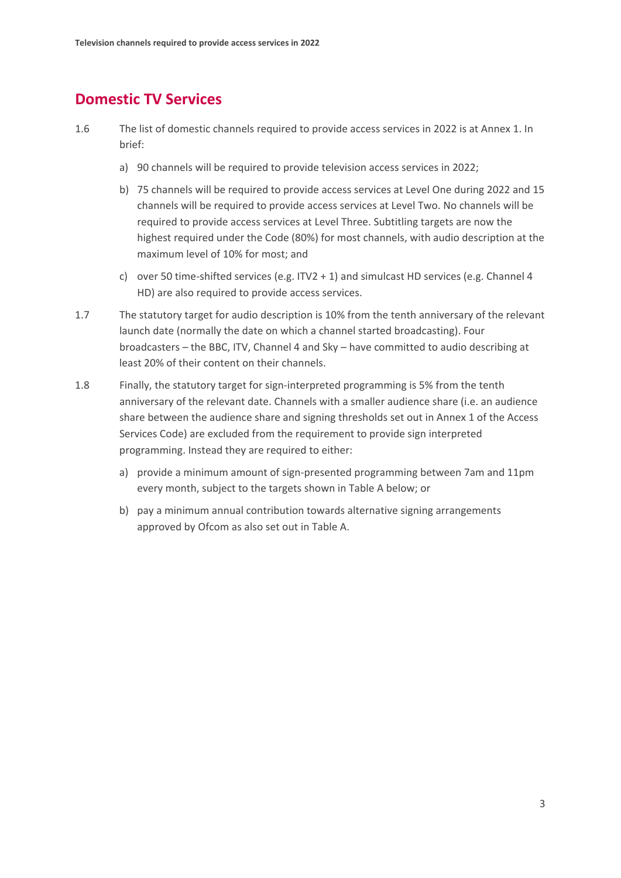## Domestic TV Services

1.6 The list of domestic channels required to provide access services in 2022 is at Annex 1. In brief:

a) 90 channels will be required to provide television access services in 2022;

b) 75 channels will be required to provide access services at Level One during 2022 and 15 channels will be required to provide access services at Level Two. No channels will be required to provide access services at Level Three. Subtitling targets are now the highest required under the Code (80%) for most channels, with audio description at the maximum level of 10% for most; and

c) over 50 time-shifted services (e.g. ITV2 + 1) and simulcast HD services (e.g. Channel 4 HD) are also required to provide access services.

1.7 The statutory target for audio description is 10% from the tenth anniversary of the relevant launch date (normally the date on which a channel started broadcasting). Four broadcasters – the BBC, ITV, Channel 4 and Sky – have committed to audio describing at least 20% of their content on their channels.

1.8 Finally, the statutory target for sign-interpreted programming is 5% from the tenth anniversary of the relevant date. Channels with a smaller audience share (i.e. an audience share between the audience share and signing thresholds set out in Annex 1 of the Access Services Code) are excluded from the requirement to provide sign interpreted programming. Instead they are required to either:

a) provide a minimum amount of sign-presented programming between 7am and 11pm every month, subject to the targets shown in Table A below; or

b) pay a minimum annual contribution towards alternative signing arrangements approved by Ofcom as also set out in Table A.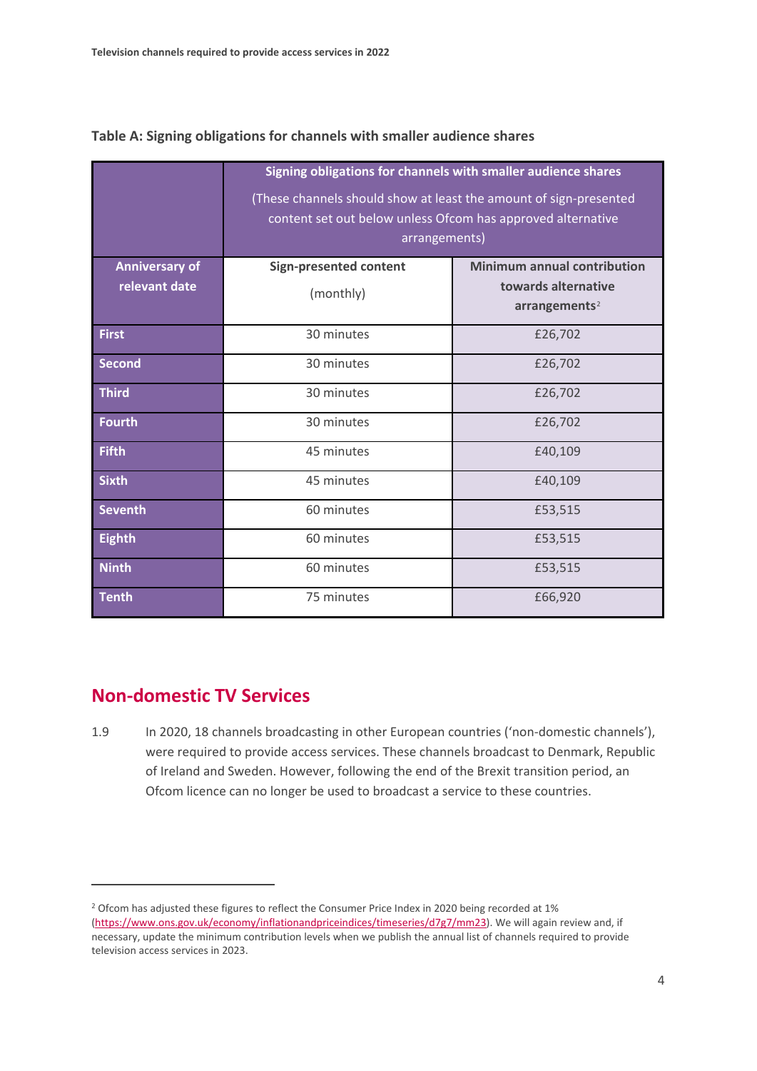**Table A: Signing obligations for channels with smaller audience shares**

| | Signing obligations for channels with smaller audience shares (These channels should show at least the amount of sign-presented content set out below unless Ofcom has approved alternative arrangements) | |
|---|---|---|
| **Anniversary of relevant date** | **Sign-presented content** (monthly) | **Minimum annual contribution towards alternative arrangements**[2] |
| **First** | 30 minutes | £26,702 |
| **Second** | 30 minutes | £26,702 |
| **Third** | 30 minutes | £26,702 |
| **Fourth** | 30 minutes | £26,702 |
| **Fifth** | 45 minutes | £40,109 |
| **Sixth** | 45 minutes | £40,109 |
| **Seventh** | 60 minutes | £53,515 |
| **Eighth** | 60 minutes | £53,515 |
| **Ninth** | 60 minutes | £53,515 |
| **Tenth** | 75 minutes | £66,920 |

## Non-domestic TV Services

1.9 In 2020, 18 channels broadcasting in other European countries ('non-domestic channels'), were required to provide access services. These channels broadcast to Denmark, Republic of Ireland and Sweden. However, following the end of the Brexit transition period, an Ofcom licence can no longer be used to broadcast a service to these countries.

---

[2] Ofcom has adjusted these figures to reflect the Consumer Price Index in 2020 being recorded at 1% (https://www.ons.gov.uk/economy/inflationandpriceindices/timeseries/d7g7/mm23). We will again review and, if necessary, update the minimum contribution levels when we publish the annual list of channels required to provide television access services in 2023.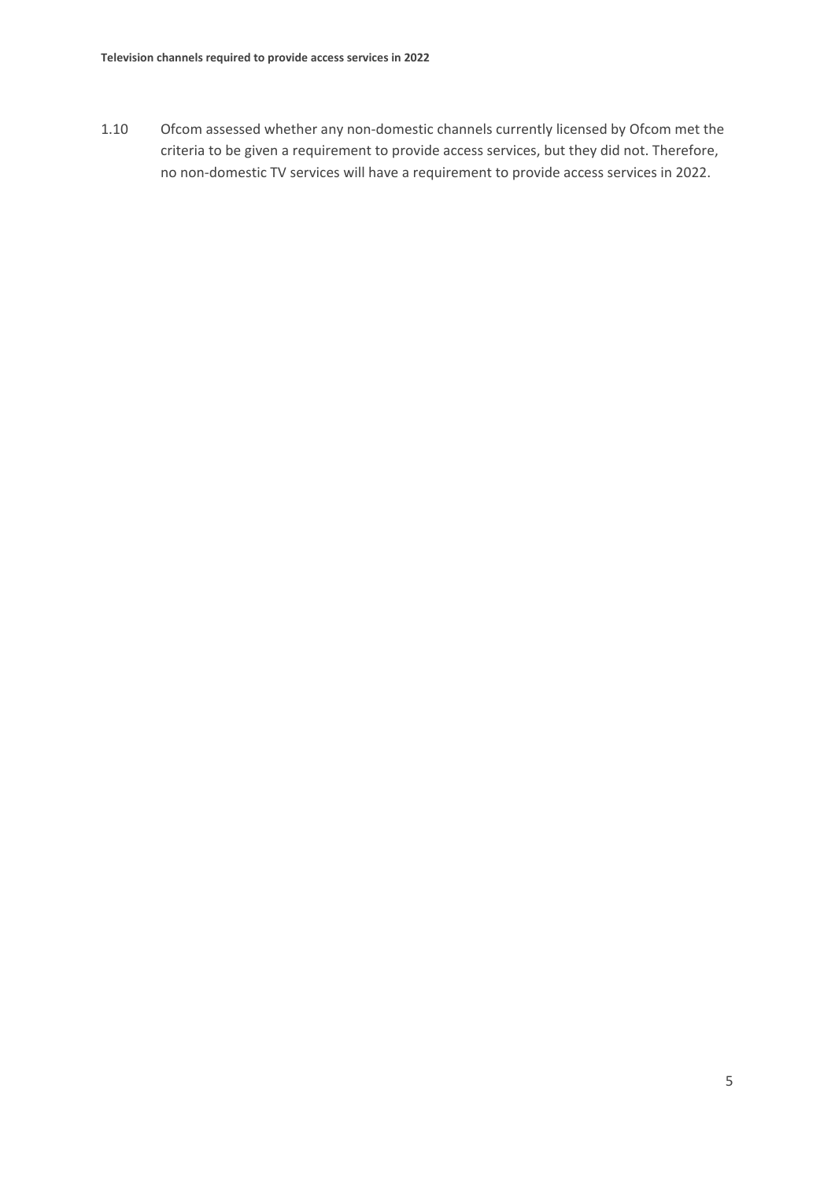1.10 Ofcom assessed whether any non-domestic channels currently licensed by Ofcom met the criteria to be given a requirement to provide access services, but they did not. Therefore, no non-domestic TV services will have a requirement to provide access services in 2022.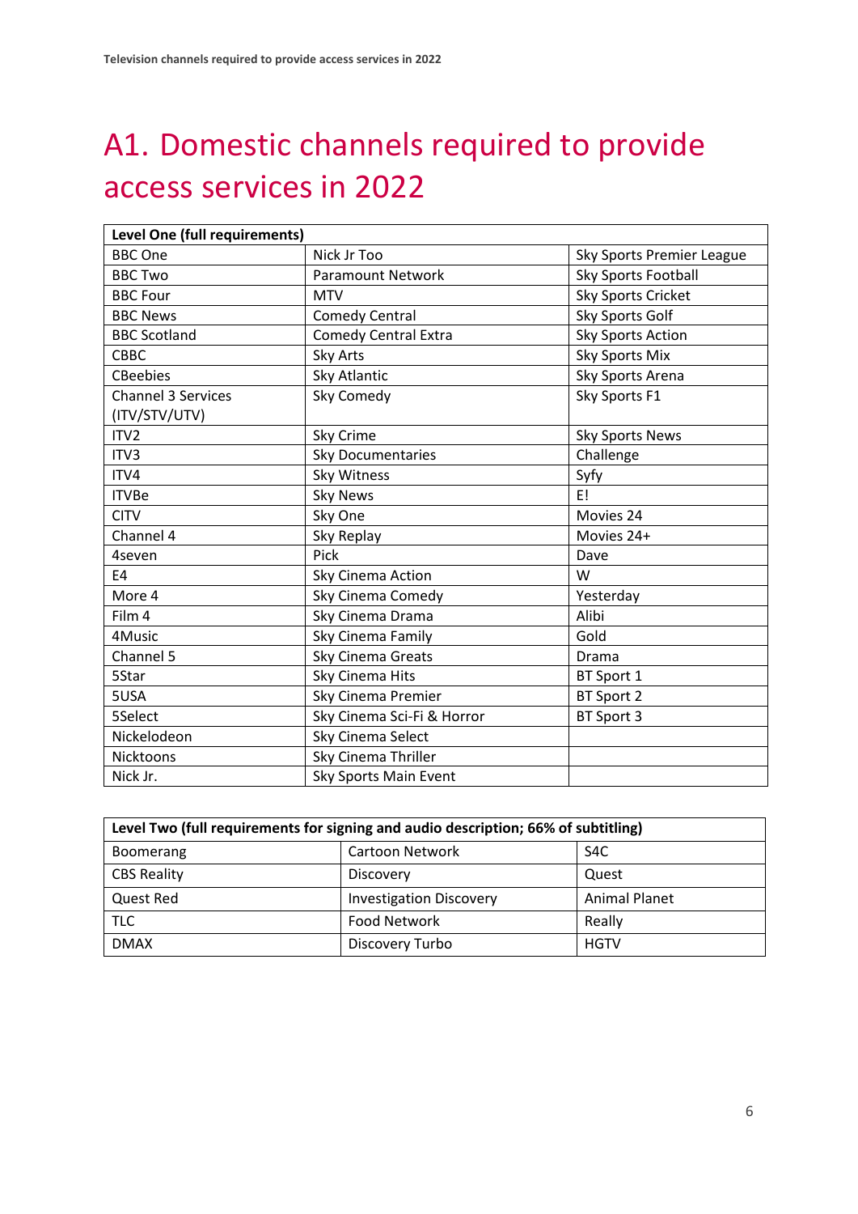# A1. Domestic channels required to provide access services in 2022

| Level One (full requirements) | | |
|---|---|---|
| BBC One | Nick Jr Too | Sky Sports Premier League |
| BBC Two | Paramount Network | Sky Sports Football |
| BBC Four | MTV | Sky Sports Cricket |
| BBC News | Comedy Central | Sky Sports Golf |
| BBC Scotland | Comedy Central Extra | Sky Sports Action |
| CBBC | Sky Arts | Sky Sports Mix |
| CBeebies | Sky Atlantic | Sky Sports Arena |
| Channel 3 Services (ITV/STV/UTV) | Sky Comedy | Sky Sports F1 |
| ITV2 | Sky Crime | Sky Sports News |
| ITV3 | Sky Documentaries | Challenge |
| ITV4 | Sky Witness | Syfy |
| ITVBe | Sky News | E! |
| CITV | Sky One | Movies 24 |
| Channel 4 | Sky Replay | Movies 24+ |
| 4seven | Pick | Dave |
| E4 | Sky Cinema Action | W |
| More 4 | Sky Cinema Comedy | Yesterday |
| Film 4 | Sky Cinema Drama | Alibi |
| 4Music | Sky Cinema Family | Gold |
| Channel 5 | Sky Cinema Greats | Drama |
| 5Star | Sky Cinema Hits | BT Sport 1 |
| 5USA | Sky Cinema Premier | BT Sport 2 |
| 5Select | Sky Cinema Sci-Fi & Horror | BT Sport 3 |
| Nickelodeon | Sky Cinema Select | |
| Nicktoons | Sky Cinema Thriller | |
| Nick Jr. | Sky Sports Main Event | |

| Level Two (full requirements for signing and audio description; 66% of subtitling) | | |
|---|---|---|
| Boomerang | Cartoon Network | S4C |
| CBS Reality | Discovery | Quest |
| Quest Red | Investigation Discovery | Animal Planet |
| TLC | Food Network | Really |
| DMAX | Discovery Turbo | HGTV |